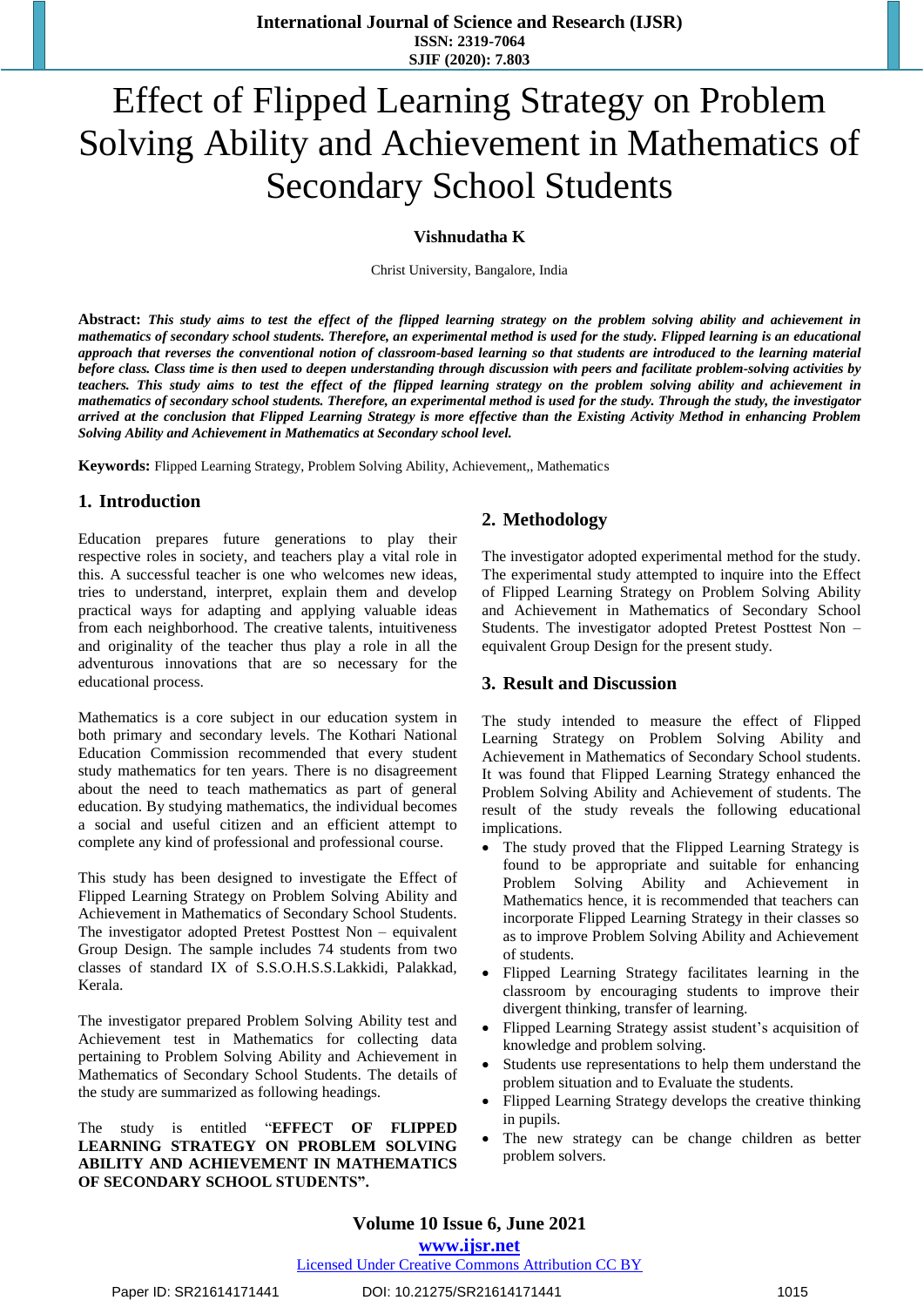# Effect of Flipped Learning Strategy on Problem Solving Ability and Achievement in Mathematics of Secondary School Students

**Vishnudatha K**

Christ University, Bangalore, India

**Abstract:** ***This study aims to test the effect of the flipped learning strategy on the problem solving ability and achievement in mathematics of secondary school students. Therefore, an experimental method is used for the study. Flipped learning is an educational approach that reverses the conventional notion of classroom-based learning so that students are introduced to the learning material before class. Class time is then used to deepen understanding through discussion with peers and facilitate problem-solving activities by teachers. This study aims to test the effect of the flipped learning strategy on the problem solving ability and achievement in mathematics of secondary school students. Therefore, an experimental method is used for the study. Through the study, the investigator arrived at the conclusion that Flipped Learning Strategy is more effective than the Existing Activity Method in enhancing Problem Solving Ability and Achievement in Mathematics at Secondary school level.***

**Keywords:** Flipped Learning Strategy, Problem Solving Ability, Achievement,, Mathematics

## 1. Introduction

Education prepares future generations to play their respective roles in society, and teachers play a vital role in this. A successful teacher is one who welcomes new ideas, tries to understand, interpret, explain them and develop practical ways for adapting and applying valuable ideas from each neighborhood. The creative talents, intuitiveness and originality of the teacher thus play a role in all the adventurous innovations that are so necessary for the educational process.

Mathematics is a core subject in our education system in both primary and secondary levels. The Kothari National Education Commission recommended that every student study mathematics for ten years. There is no disagreement about the need to teach mathematics as part of general education. By studying mathematics, the individual becomes a social and useful citizen and an efficient attempt to complete any kind of professional and professional course.

This study has been designed to investigate the Effect of Flipped Learning Strategy on Problem Solving Ability and Achievement in Mathematics of Secondary School Students. The investigator adopted Pretest Posttest Non – equivalent Group Design. The sample includes 74 students from two classes of standard IX of S.S.O.H.S.S.Lakkidi, Palakkad, Kerala.

The investigator prepared Problem Solving Ability test and Achievement test in Mathematics for collecting data pertaining to Problem Solving Ability and Achievement in Mathematics of Secondary School Students. The details of the study are summarized as following headings.

The study is entitled "**EFFECT OF FLIPPED LEARNING STRATEGY ON PROBLEM SOLVING ABILITY AND ACHIEVEMENT IN MATHEMATICS OF SECONDARY SCHOOL STUDENTS".**

## 2. Methodology

The investigator adopted experimental method for the study. The experimental study attempted to inquire into the Effect of Flipped Learning Strategy on Problem Solving Ability and Achievement in Mathematics of Secondary School Students. The investigator adopted Pretest Posttest Non – equivalent Group Design for the present study.

## 3. Result and Discussion

The study intended to measure the effect of Flipped Learning Strategy on Problem Solving Ability and Achievement in Mathematics of Secondary School students. It was found that Flipped Learning Strategy enhanced the Problem Solving Ability and Achievement of students. The result of the study reveals the following educational implications.

- The study proved that the Flipped Learning Strategy is found to be appropriate and suitable for enhancing Problem Solving Ability and Achievement in Mathematics hence, it is recommended that teachers can incorporate Flipped Learning Strategy in their classes so as to improve Problem Solving Ability and Achievement of students.
- Flipped Learning Strategy facilitates learning in the classroom by encouraging students to improve their divergent thinking, transfer of learning.
- Flipped Learning Strategy assist student's acquisition of knowledge and problem solving.
- Students use representations to help them understand the problem situation and to Evaluate the students.
- Flipped Learning Strategy develops the creative thinking in pupils.
- The new strategy can be change children as better problem solvers.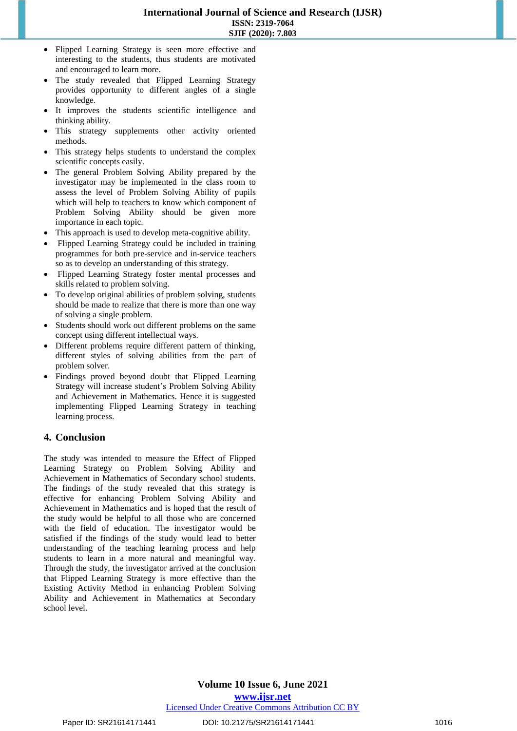- Flipped Learning Strategy is seen more effective and interesting to the students, thus students are motivated and encouraged to learn more.
- The study revealed that Flipped Learning Strategy provides opportunity to different angles of a single knowledge.
- It improves the students scientific intelligence and thinking ability.
- This strategy supplements other activity oriented methods.
- This strategy helps students to understand the complex scientific concepts easily.
- The general Problem Solving Ability prepared by the investigator may be implemented in the class room to assess the level of Problem Solving Ability of pupils which will help to teachers to know which component of Problem Solving Ability should be given more importance in each topic.
- This approach is used to develop meta-cognitive ability.
- Flipped Learning Strategy could be included in training programmes for both pre-service and in-service teachers so as to develop an understanding of this strategy.
- Flipped Learning Strategy foster mental processes and skills related to problem solving.
- To develop original abilities of problem solving, students should be made to realize that there is more than one way of solving a single problem.
- Students should work out different problems on the same concept using different intellectual ways.
- Different problems require different pattern of thinking, different styles of solving abilities from the part of problem solver.
- Findings proved beyond doubt that Flipped Learning Strategy will increase student's Problem Solving Ability and Achievement in Mathematics. Hence it is suggested implementing Flipped Learning Strategy in teaching learning process.

## 4. Conclusion

The study was intended to measure the Effect of Flipped Learning Strategy on Problem Solving Ability and Achievement in Mathematics of Secondary school students. The findings of the study revealed that this strategy is effective for enhancing Problem Solving Ability and Achievement in Mathematics and is hoped that the result of the study would be helpful to all those who are concerned with the field of education. The investigator would be satisfied if the findings of the study would lead to better understanding of the teaching learning process and help students to learn in a more natural and meaningful way. Through the study, the investigator arrived at the conclusion that Flipped Learning Strategy is more effective than the Existing Activity Method in enhancing Problem Solving Ability and Achievement in Mathematics at Secondary school level.